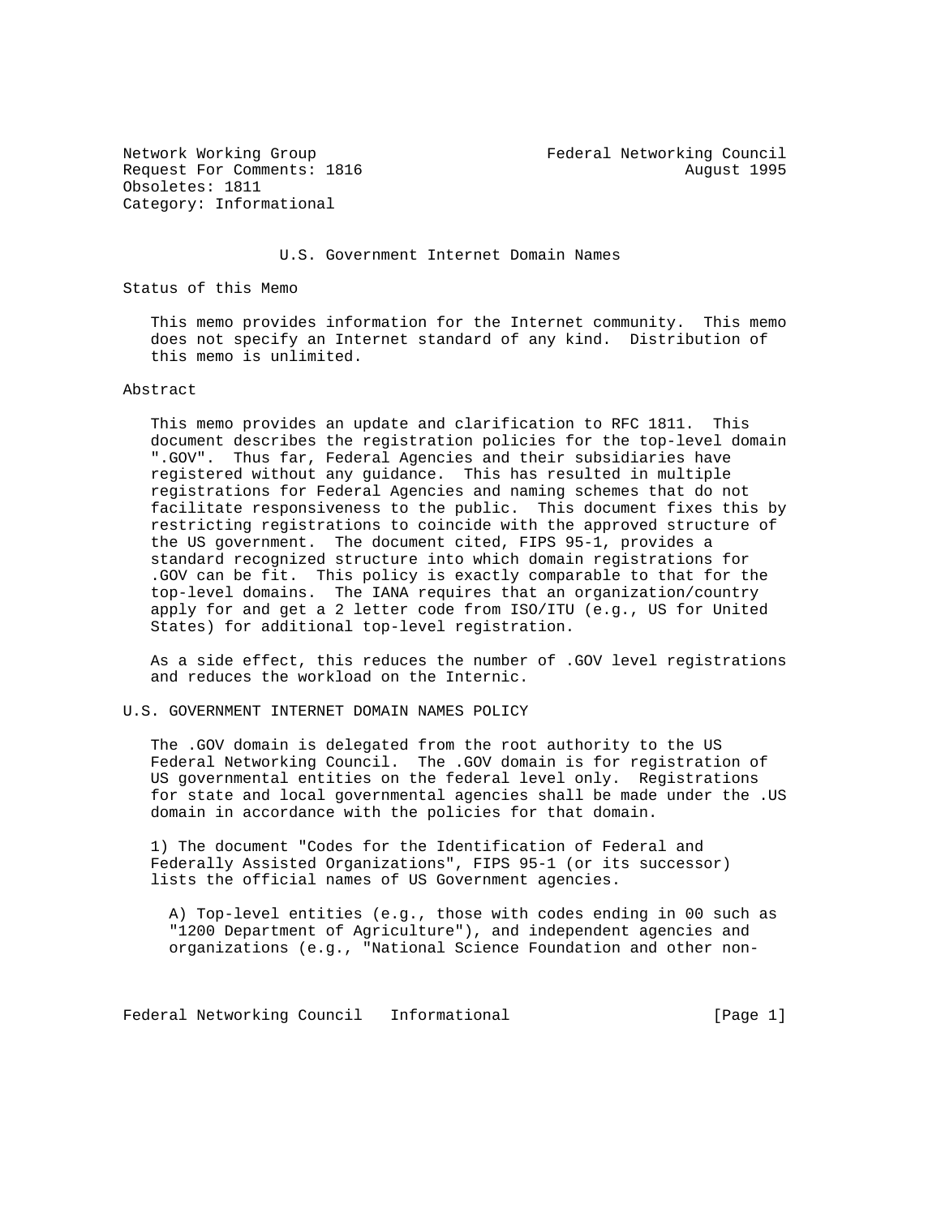Network Working Group                                   Federal Networking Council
Request For Comments: 1816                                             August 1995
Obsoletes: 1811
Category: Informational

# U.S. Government Internet Domain Names

## Status of this Memo

This memo provides information for the Internet community. This memo does not specify an Internet standard of any kind. Distribution of this memo is unlimited.

## Abstract

This memo provides an update and clarification to RFC 1811. This document describes the registration policies for the top-level domain ".GOV". Thus far, Federal Agencies and their subsidiaries have registered without any guidance. This has resulted in multiple registrations for Federal Agencies and naming schemes that do not facilitate responsiveness to the public. This document fixes this by restricting registrations to coincide with the approved structure of the US government. The document cited, FIPS 95-1, provides a standard recognized structure into which domain registrations for .GOV can be fit. This policy is exactly comparable to that for the top-level domains. The IANA requires that an organization/country apply for and get a 2 letter code from ISO/ITU (e.g., US for United States) for additional top-level registration.

As a side effect, this reduces the number of .GOV level registrations and reduces the workload on the Internic.

## U.S. GOVERNMENT INTERNET DOMAIN NAMES POLICY

The .GOV domain is delegated from the root authority to the US Federal Networking Council. The .GOV domain is for registration of US governmental entities on the federal level only. Registrations for state and local governmental agencies shall be made under the .US domain in accordance with the policies for that domain.

1) The document "Codes for the Identification of Federal and Federally Assisted Organizations", FIPS 95-1 (or its successor) lists the official names of US Government agencies.

A) Top-level entities (e.g., those with codes ending in 00 such as "1200 Department of Agriculture"), and independent agencies and organizations (e.g., "National Science Foundation and other non-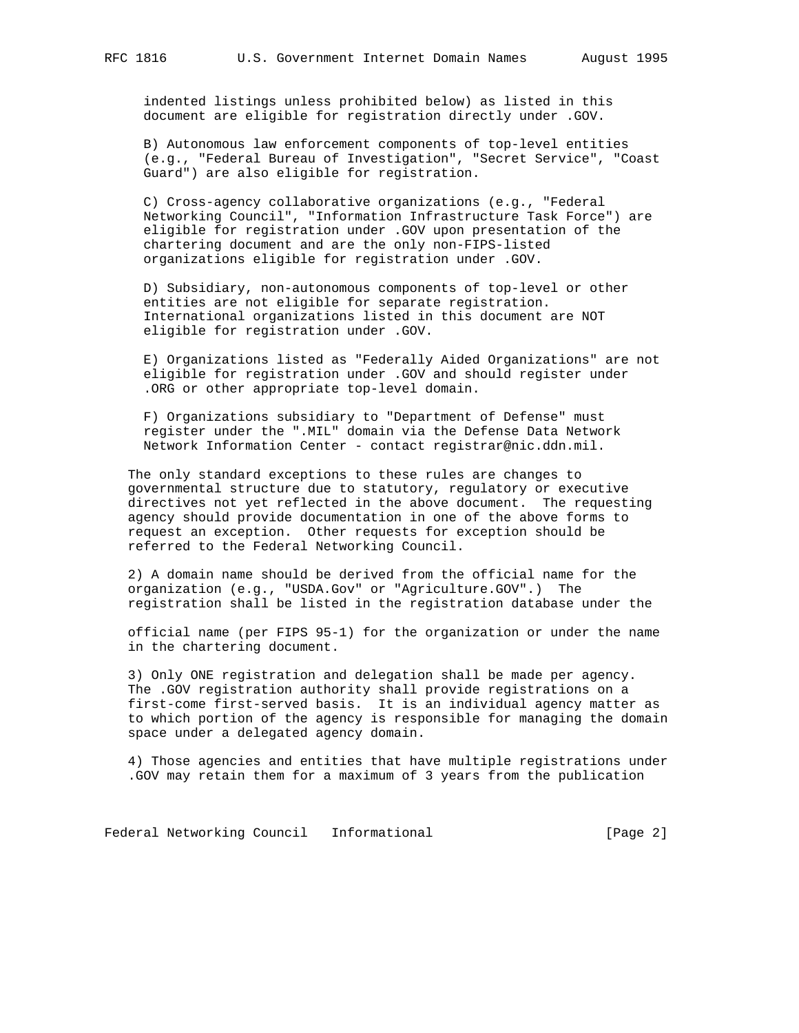indented listings unless prohibited below) as listed in this document are eligible for registration directly under .GOV.

B) Autonomous law enforcement components of top-level entities (e.g., "Federal Bureau of Investigation", "Secret Service", "Coast Guard") are also eligible for registration.

C) Cross-agency collaborative organizations (e.g., "Federal Networking Council", "Information Infrastructure Task Force") are eligible for registration under .GOV upon presentation of the chartering document and are the only non-FIPS-listed organizations eligible for registration under .GOV.

D) Subsidiary, non-autonomous components of top-level or other entities are not eligible for separate registration. International organizations listed in this document are NOT eligible for registration under .GOV.

E) Organizations listed as "Federally Aided Organizations" are not eligible for registration under .GOV and should register under .ORG or other appropriate top-level domain.

F) Organizations subsidiary to "Department of Defense" must register under the ".MIL" domain via the Defense Data Network Network Information Center - contact registrar@nic.ddn.mil.

The only standard exceptions to these rules are changes to governmental structure due to statutory, regulatory or executive directives not yet reflected in the above document. The requesting agency should provide documentation in one of the above forms to request an exception. Other requests for exception should be referred to the Federal Networking Council.

2) A domain name should be derived from the official name for the organization (e.g., "USDA.Gov" or "Agriculture.GOV".) The registration shall be listed in the registration database under the official name (per FIPS 95-1) for the organization or under the name in the chartering document.

3) Only ONE registration and delegation shall be made per agency. The .GOV registration authority shall provide registrations on a first-come first-served basis. It is an individual agency matter as to which portion of the agency is responsible for managing the domain space under a delegated agency domain.

4) Those agencies and entities that have multiple registrations under .GOV may retain them for a maximum of 3 years from the publication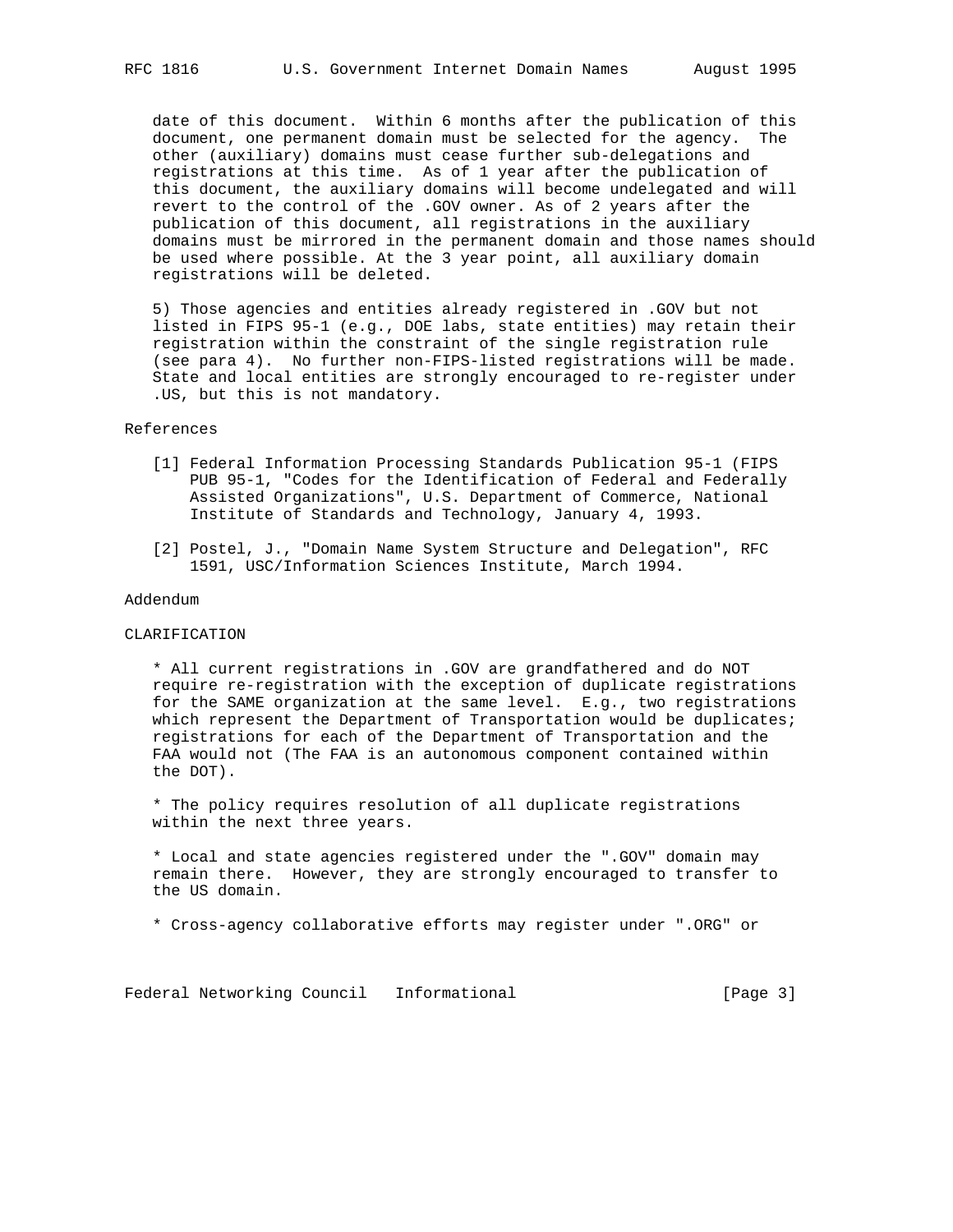date of this document. Within 6 months after the publication of this document, one permanent domain must be selected for the agency. The other (auxiliary) domains must cease further sub-delegations and registrations at this time. As of 1 year after the publication of this document, the auxiliary domains will become undelegated and will revert to the control of the .GOV owner. As of 2 years after the publication of this document, all registrations in the auxiliary domains must be mirrored in the permanent domain and those names should be used where possible. At the 3 year point, all auxiliary domain registrations will be deleted.

5) Those agencies and entities already registered in .GOV but not listed in FIPS 95-1 (e.g., DOE labs, state entities) may retain their registration within the constraint of the single registration rule (see para 4). No further non-FIPS-listed registrations will be made. State and local entities are strongly encouraged to re-register under .US, but this is not mandatory.

## References

[1] Federal Information Processing Standards Publication 95-1 (FIPS PUB 95-1, "Codes for the Identification of Federal and Federally Assisted Organizations", U.S. Department of Commerce, National Institute of Standards and Technology, January 4, 1993.

[2] Postel, J., "Domain Name System Structure and Delegation", RFC 1591, USC/Information Sciences Institute, March 1994.

## Addendum

### CLARIFICATION

* All current registrations in .GOV are grandfathered and do NOT require re-registration with the exception of duplicate registrations for the SAME organization at the same level. E.g., two registrations which represent the Department of Transportation would be duplicates; registrations for each of the Department of Transportation and the FAA would not (The FAA is an autonomous component contained within the DOT).

* The policy requires resolution of all duplicate registrations within the next three years.

* Local and state agencies registered under the ".GOV" domain may remain there. However, they are strongly encouraged to transfer to the US domain.

* Cross-agency collaborative efforts may register under ".ORG" or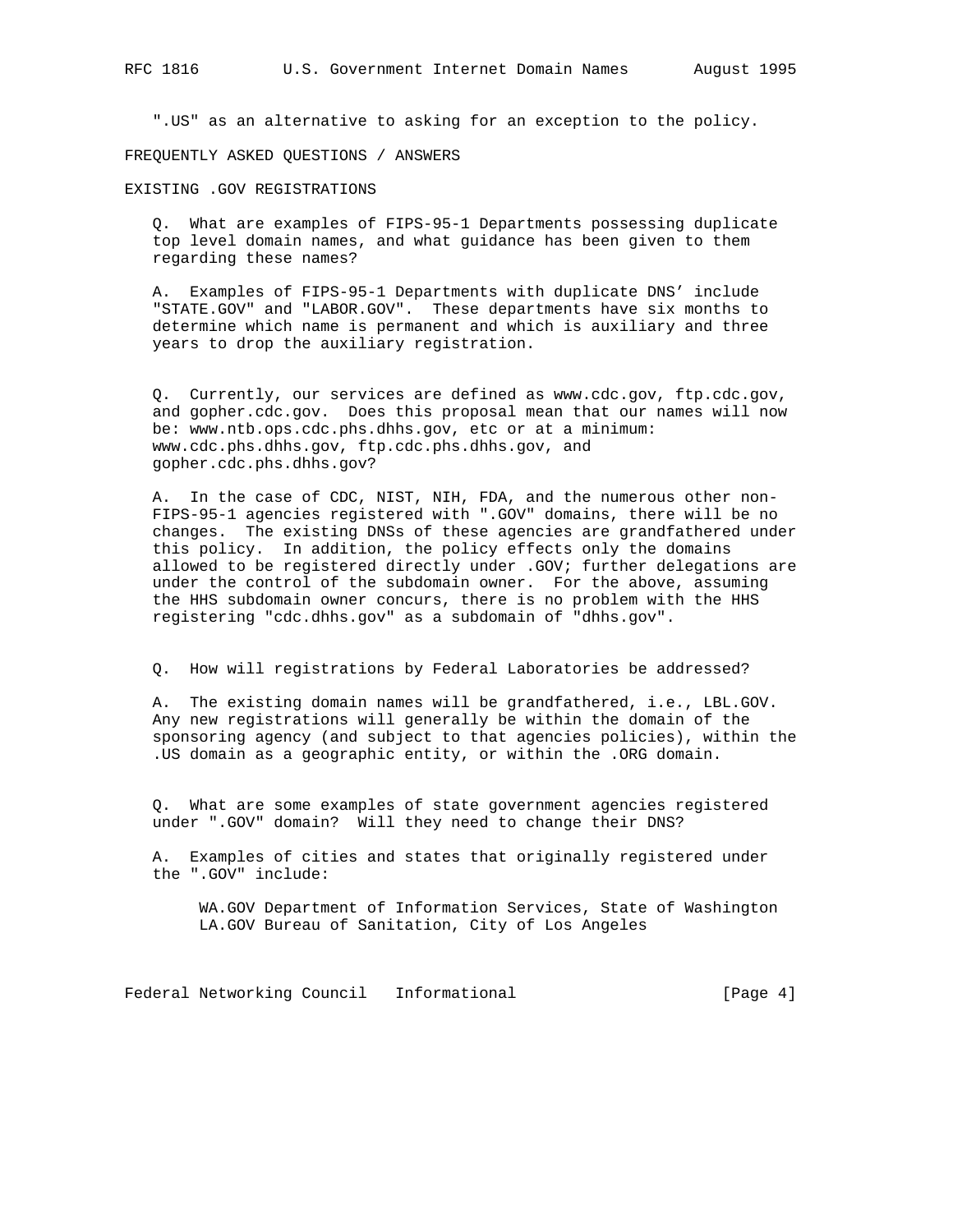".US" as an alternative to asking for an exception to the policy.

## FREQUENTLY ASKED QUESTIONS / ANSWERS

### EXISTING .GOV REGISTRATIONS

Q. What are examples of FIPS-95-1 Departments possessing duplicate top level domain names, and what guidance has been given to them regarding these names?

A. Examples of FIPS-95-1 Departments with duplicate DNS' include "STATE.GOV" and "LABOR.GOV". These departments have six months to determine which name is permanent and which is auxiliary and three years to drop the auxiliary registration.

Q. Currently, our services are defined as www.cdc.gov, ftp.cdc.gov, and gopher.cdc.gov. Does this proposal mean that our names will now be: www.ntb.ops.cdc.phs.dhhs.gov, etc or at a minimum: www.cdc.phs.dhhs.gov, ftp.cdc.phs.dhhs.gov, and gopher.cdc.phs.dhhs.gov?

A. In the case of CDC, NIST, NIH, FDA, and the numerous other non-FIPS-95-1 agencies registered with ".GOV" domains, there will be no changes. The existing DNSs of these agencies are grandfathered under this policy. In addition, the policy effects only the domains allowed to be registered directly under .GOV; further delegations are under the control of the subdomain owner. For the above, assuming the HHS subdomain owner concurs, there is no problem with the HHS registering "cdc.dhhs.gov" as a subdomain of "dhhs.gov".

Q. How will registrations by Federal Laboratories be addressed?

A. The existing domain names will be grandfathered, i.e., LBL.GOV. Any new registrations will generally be within the domain of the sponsoring agency (and subject to that agencies policies), within the .US domain as a geographic entity, or within the .ORG domain.

Q. What are some examples of state government agencies registered under ".GOV" domain? Will they need to change their DNS?

A. Examples of cities and states that originally registered under the ".GOV" include:

WA.GOV Department of Information Services, State of Washington
LA.GOV Bureau of Sanitation, City of Los Angeles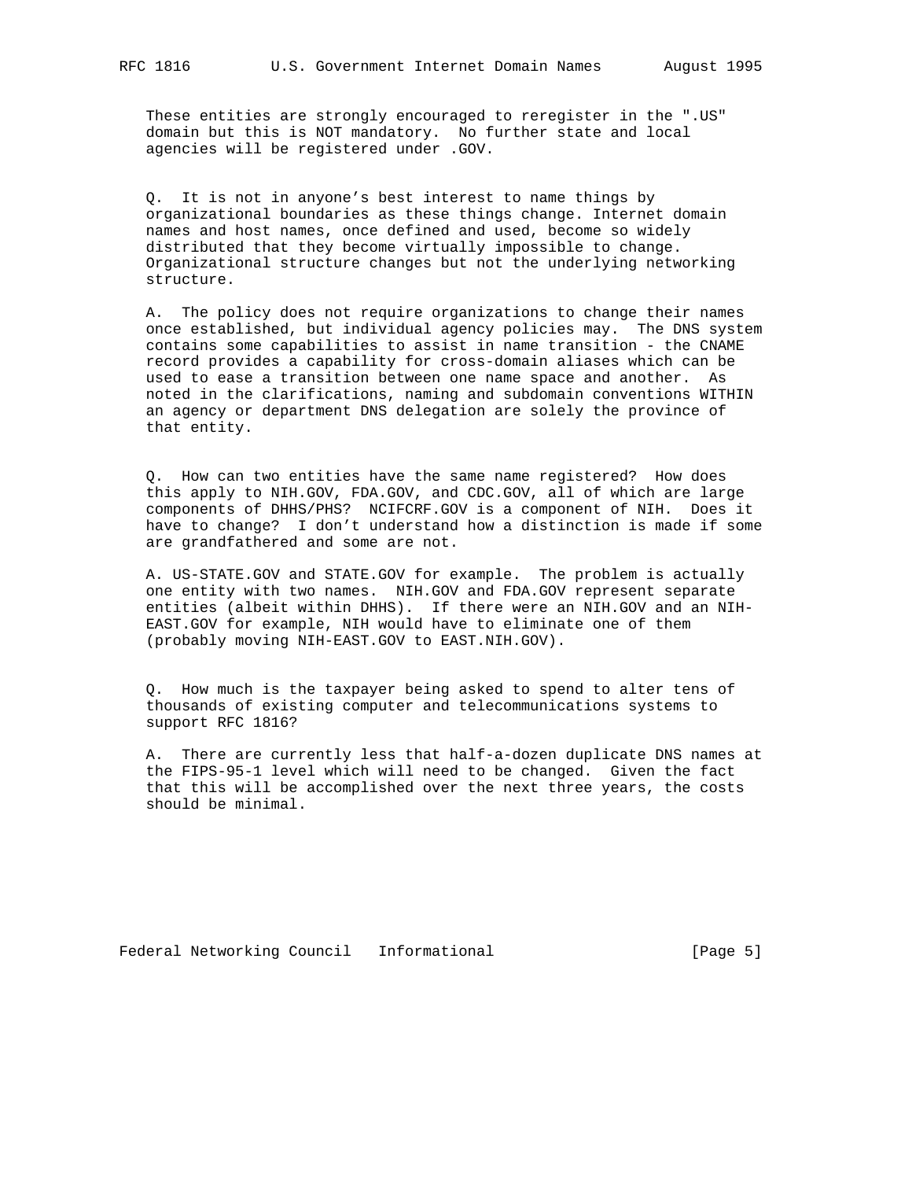These entities are strongly encouraged to reregister in the ".US" domain but this is NOT mandatory. No further state and local agencies will be registered under .GOV.

Q. It is not in anyone's best interest to name things by organizational boundaries as these things change. Internet domain names and host names, once defined and used, become so widely distributed that they become virtually impossible to change. Organizational structure changes but not the underlying networking structure.

A. The policy does not require organizations to change their names once established, but individual agency policies may. The DNS system contains some capabilities to assist in name transition - the CNAME record provides a capability for cross-domain aliases which can be used to ease a transition between one name space and another. As noted in the clarifications, naming and subdomain conventions WITHIN an agency or department DNS delegation are solely the province of that entity.

Q. How can two entities have the same name registered? How does this apply to NIH.GOV, FDA.GOV, and CDC.GOV, all of which are large components of DHHS/PHS? NCIFCRF.GOV is a component of NIH. Does it have to change? I don't understand how a distinction is made if some are grandfathered and some are not.

A. US-STATE.GOV and STATE.GOV for example. The problem is actually one entity with two names. NIH.GOV and FDA.GOV represent separate entities (albeit within DHHS). If there were an NIH.GOV and an NIH-EAST.GOV for example, NIH would have to eliminate one of them (probably moving NIH-EAST.GOV to EAST.NIH.GOV).

Q. How much is the taxpayer being asked to spend to alter tens of thousands of existing computer and telecommunications systems to support RFC 1816?

A. There are currently less that half-a-dozen duplicate DNS names at the FIPS-95-1 level which will need to be changed. Given the fact that this will be accomplished over the next three years, the costs should be minimal.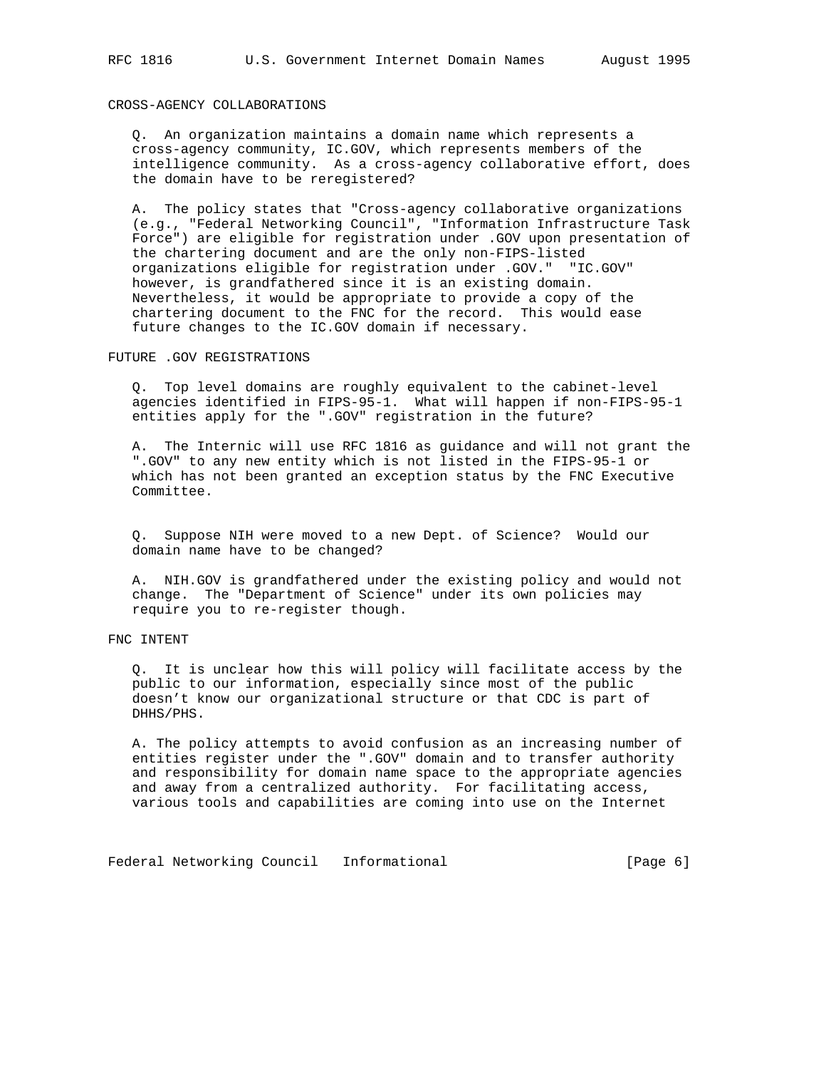## CROSS-AGENCY COLLABORATIONS

Q. An organization maintains a domain name which represents a cross-agency community, IC.GOV, which represents members of the intelligence community. As a cross-agency collaborative effort, does the domain have to be reregistered?

A. The policy states that "Cross-agency collaborative organizations (e.g., "Federal Networking Council", "Information Infrastructure Task Force") are eligible for registration under .GOV upon presentation of the chartering document and are the only non-FIPS-listed organizations eligible for registration under .GOV." "IC.GOV" however, is grandfathered since it is an existing domain. Nevertheless, it would be appropriate to provide a copy of the chartering document to the FNC for the record. This would ease future changes to the IC.GOV domain if necessary.

## FUTURE .GOV REGISTRATIONS

Q. Top level domains are roughly equivalent to the cabinet-level agencies identified in FIPS-95-1. What will happen if non-FIPS-95-1 entities apply for the ".GOV" registration in the future?

A. The Internic will use RFC 1816 as guidance and will not grant the ".GOV" to any new entity which is not listed in the FIPS-95-1 or which has not been granted an exception status by the FNC Executive Committee.

Q. Suppose NIH were moved to a new Dept. of Science? Would our domain name have to be changed?

A. NIH.GOV is grandfathered under the existing policy and would not change. The "Department of Science" under its own policies may require you to re-register though.

## FNC INTENT

Q. It is unclear how this will policy will facilitate access by the public to our information, especially since most of the public doesn’t know our organizational structure or that CDC is part of DHHS/PHS.

A. The policy attempts to avoid confusion as an increasing number of entities register under the ".GOV" domain and to transfer authority and responsibility for domain name space to the appropriate agencies and away from a centralized authority. For facilitating access, various tools and capabilities are coming into use on the Internet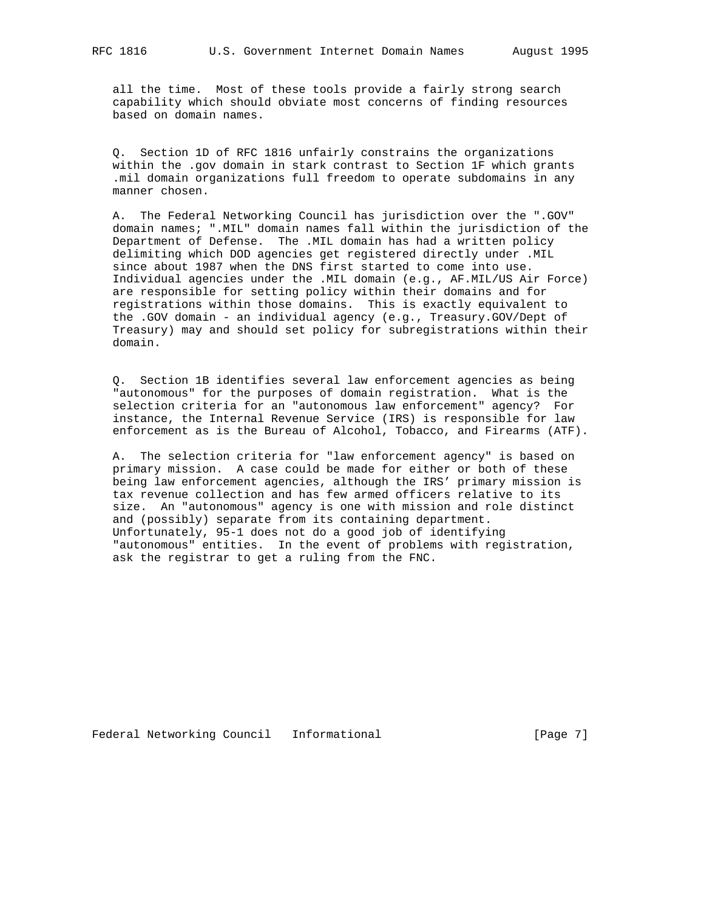all the time. Most of these tools provide a fairly strong search capability which should obviate most concerns of finding resources based on domain names.

Q. Section 1D of RFC 1816 unfairly constrains the organizations within the .gov domain in stark contrast to Section 1F which grants .mil domain organizations full freedom to operate subdomains in any manner chosen.

A. The Federal Networking Council has jurisdiction over the ".GOV" domain names; ".MIL" domain names fall within the jurisdiction of the Department of Defense. The .MIL domain has had a written policy delimiting which DOD agencies get registered directly under .MIL since about 1987 when the DNS first started to come into use. Individual agencies under the .MIL domain (e.g., AF.MIL/US Air Force) are responsible for setting policy within their domains and for registrations within those domains. This is exactly equivalent to the .GOV domain - an individual agency (e.g., Treasury.GOV/Dept of Treasury) may and should set policy for subregistrations within their domain.

Q. Section 1B identifies several law enforcement agencies as being "autonomous" for the purposes of domain registration. What is the selection criteria for an "autonomous law enforcement" agency? For instance, the Internal Revenue Service (IRS) is responsible for law enforcement as is the Bureau of Alcohol, Tobacco, and Firearms (ATF).

A. The selection criteria for "law enforcement agency" is based on primary mission. A case could be made for either or both of these being law enforcement agencies, although the IRS' primary mission is tax revenue collection and has few armed officers relative to its size. An "autonomous" agency is one with mission and role distinct and (possibly) separate from its containing department. Unfortunately, 95-1 does not do a good job of identifying "autonomous" entities. In the event of problems with registration, ask the registrar to get a ruling from the FNC.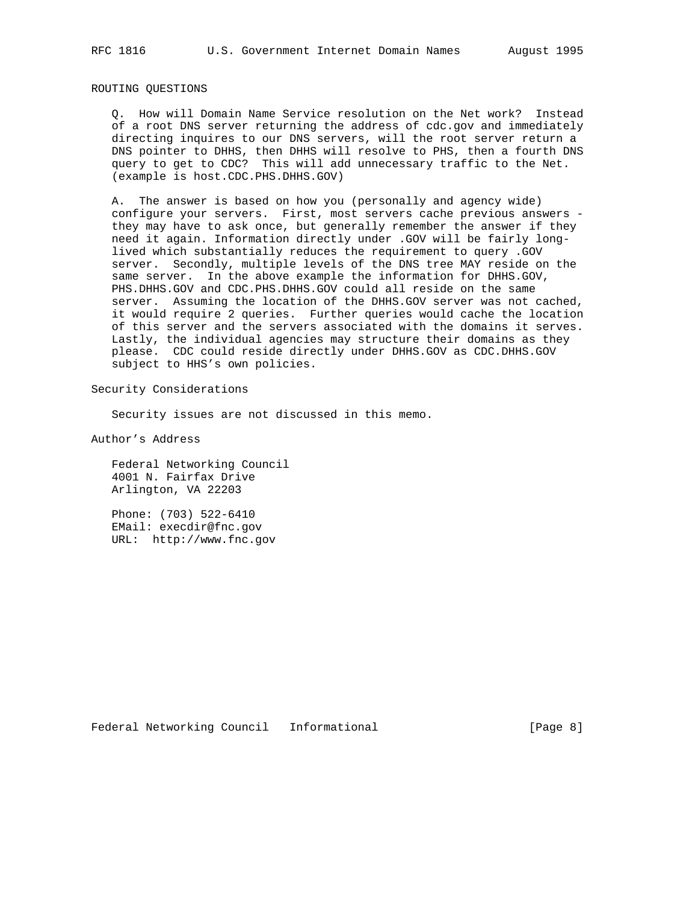## ROUTING QUESTIONS

Q. How will Domain Name Service resolution on the Net work? Instead of a root DNS server returning the address of cdc.gov and immediately directing inquires to our DNS servers, will the root server return a DNS pointer to DHHS, then DHHS will resolve to PHS, then a fourth DNS query to get to CDC? This will add unnecessary traffic to the Net. (example is host.CDC.PHS.DHHS.GOV)

A. The answer is based on how you (personally and agency wide) configure your servers. First, most servers cache previous answers - they may have to ask once, but generally remember the answer if they need it again. Information directly under .GOV will be fairly long-lived which substantially reduces the requirement to query .GOV server. Secondly, multiple levels of the DNS tree MAY reside on the same server. In the above example the information for DHHS.GOV, PHS.DHHS.GOV and CDC.PHS.DHHS.GOV could all reside on the same server. Assuming the location of the DHHS.GOV server was not cached, it would require 2 queries. Further queries would cache the location of this server and the servers associated with the domains it serves. Lastly, the individual agencies may structure their domains as they please. CDC could reside directly under DHHS.GOV as CDC.DHHS.GOV subject to HHS's own policies.

## Security Considerations

Security issues are not discussed in this memo.

## Author's Address

Federal Networking Council
4001 N. Fairfax Drive
Arlington, VA 22203

Phone: (703) 522-6410
EMail: execdir@fnc.gov
URL: http://www.fnc.gov